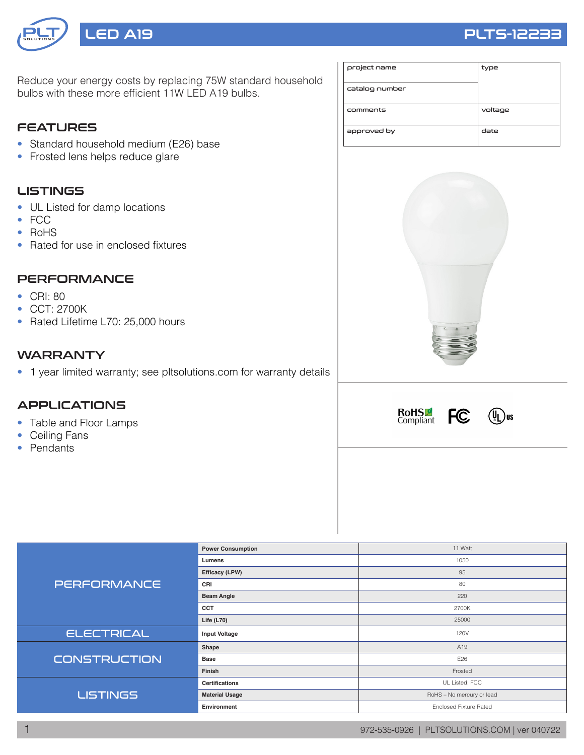# LED A19

PLTS-12233

Reduce your energy costs by replacing 75W standard household bulbs with these more efficient 11W LED A19 bulbs.

| project name | type |
|---|---|
| catalog number | |
| comments | voltage |
| approved by | date |

## FEATURES

- Standard household medium (E26) base
- Frosted lens helps reduce glare

## LISTINGS

- UL Listed for damp locations
- FCC
- RoHS
- Rated for use in enclosed fixtures

## PERFORMANCE

- CRI: 80
- CCT: 2700K
- Rated Lifetime L70: 25,000 hours

## WARRANTY

- 1 year limited warranty; see pltsolutions.com for warranty details

## APPLICATIONS

- Table and Floor Lamps
- Ceiling Fans
- Pendants

| | | |
|---|---|---|
| PERFORMANCE | **Power Consumption** | 11 Watt |
| | **Lumens** | 1050 |
| | **Efficacy (LPW)** | 95 |
| | **CRI** | 80 |
| | **Beam Angle** | 220 |
| | **CCT** | 2700K |
| | **Life (L70)** | 25000 |
| ELECTRICAL | **Input Voltage** | 120V |
| CONSTRUCTION | **Shape** | A19 |
| | **Base** | E26 |
| | **Finish** | Frosted |
| LISTINGS | **Certifications** | UL Listed; FCC |
| | **Material Usage** | RoHS – No mercury or lead |
| | **Environment** | Enclosed Fixture Rated |

972-535-0926 | PLTSOLUTIONS.COM | ver 040722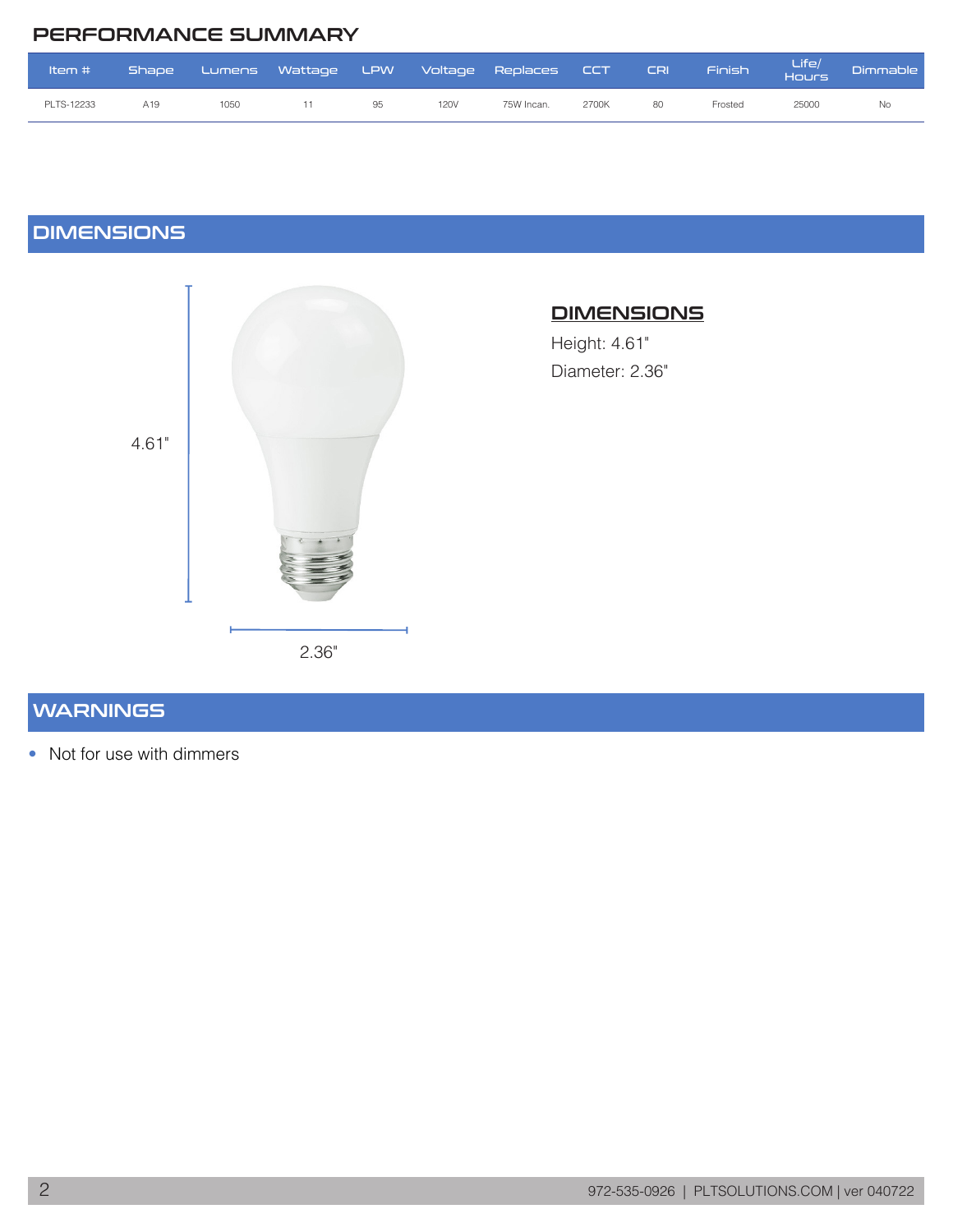## PERFORMANCE SUMMARY

| Item # | Shape | Lumens | Wattage | LPW | Voltage | Replaces | CCT | CRI | Finish | Life/ Hours | Dimmable |
|---|---|---|---|---|---|---|---|---|---|---|---|
| PLTS-12233 | A19 | 1050 | 11 | 95 | 120V | 75W Incan. | 2700K | 80 | Frosted | 25000 | No |

## DIMENSIONS

4.61"

2.36"

### DIMENSIONS

Height: 4.61"

Diameter: 2.36"

## WARNINGS

- Not for use with dimmers

972-535-0926 | PLTSOLUTIONS.COM | ver 040722